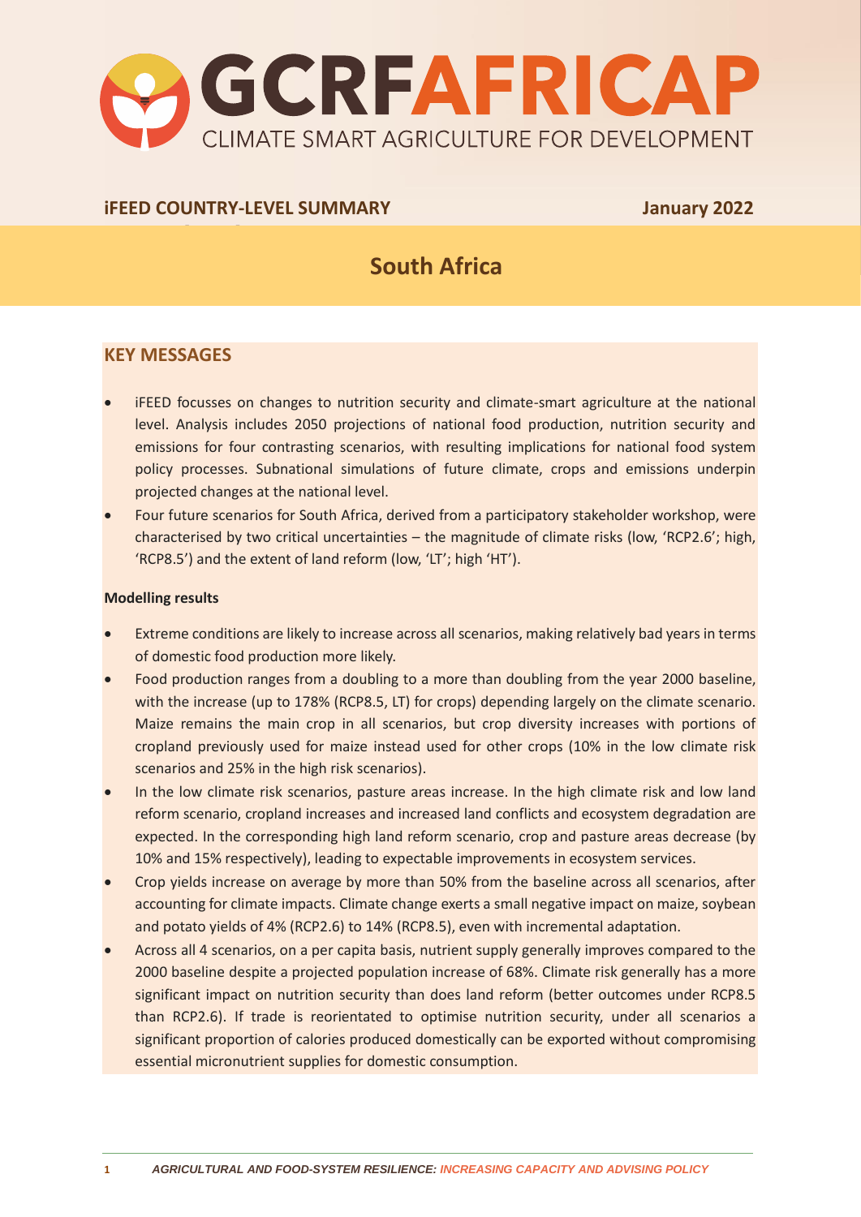# GCRFAFRICAP

CLIMATE SMART AGRICULTURE FOR DEVELOPMENT

**iFEED COUNTRY-LEVEL SUMMARY** **January 2022**

# South Africa

## KEY MESSAGES

- iFEED focusses on changes to nutrition security and climate-smart agriculture at the national level. Analysis includes 2050 projections of national food production, nutrition security and emissions for four contrasting scenarios, with resulting implications for national food system policy processes. Subnational simulations of future climate, crops and emissions underpin projected changes at the national level.
- Four future scenarios for South Africa, derived from a participatory stakeholder workshop, were characterised by two critical uncertainties – the magnitude of climate risks (low, 'RCP2.6'; high, 'RCP8.5') and the extent of land reform (low, 'LT'; high 'HT').

**Modelling results**

- Extreme conditions are likely to increase across all scenarios, making relatively bad years in terms of domestic food production more likely.
- Food production ranges from a doubling to a more than doubling from the year 2000 baseline, with the increase (up to 178% (RCP8.5, LT) for crops) depending largely on the climate scenario. Maize remains the main crop in all scenarios, but crop diversity increases with portions of cropland previously used for maize instead used for other crops (10% in the low climate risk scenarios and 25% in the high risk scenarios).
- In the low climate risk scenarios, pasture areas increase. In the high climate risk and low land reform scenario, cropland increases and increased land conflicts and ecosystem degradation are expected. In the corresponding high land reform scenario, crop and pasture areas decrease (by 10% and 15% respectively), leading to expectable improvements in ecosystem services.
- Crop yields increase on average by more than 50% from the baseline across all scenarios, after accounting for climate impacts. Climate change exerts a small negative impact on maize, soybean and potato yields of 4% (RCP2.6) to 14% (RCP8.5), even with incremental adaptation.
- Across all 4 scenarios, on a per capita basis, nutrient supply generally improves compared to the 2000 baseline despite a projected population increase of 68%. Climate risk generally has a more significant impact on nutrition security than does land reform (better outcomes under RCP8.5 than RCP2.6). If trade is reorientated to optimise nutrition security, under all scenarios a significant proportion of calories produced domestically can be exported without compromising essential micronutrient supplies for domestic consumption.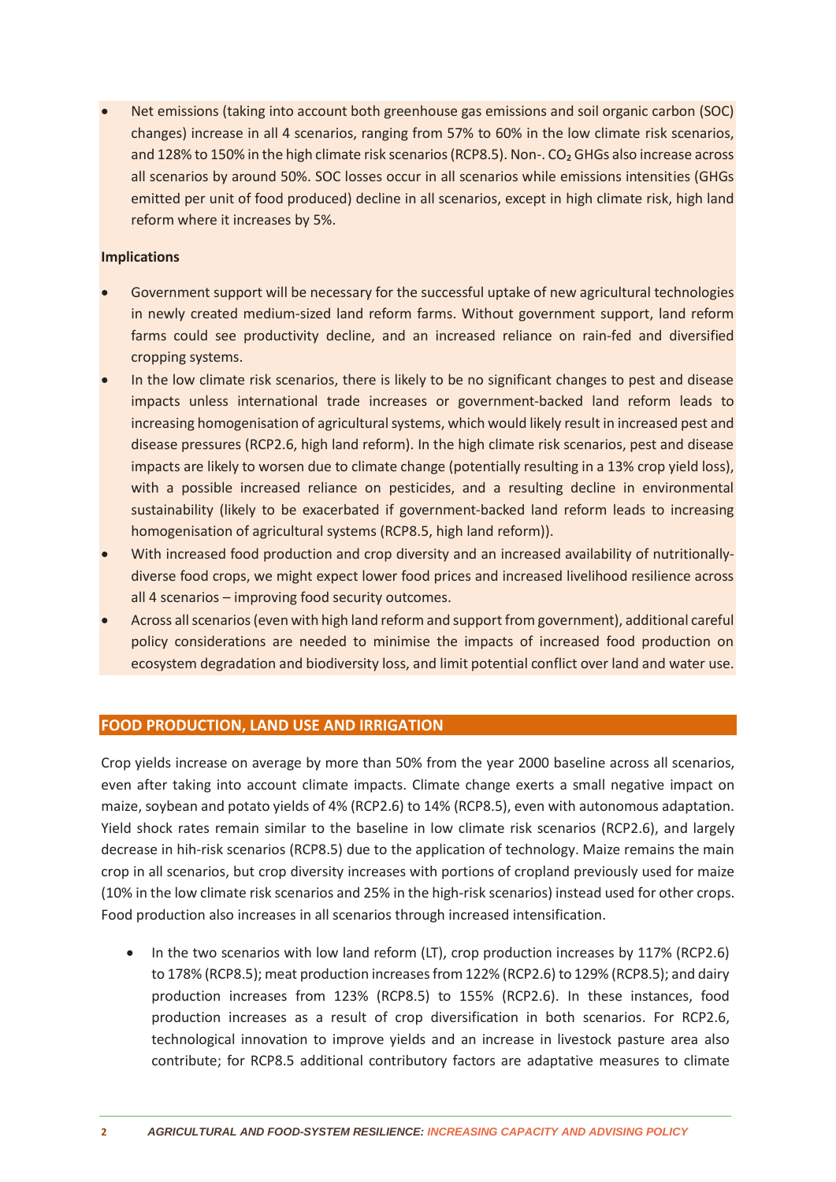- Net emissions (taking into account both greenhouse gas emissions and soil organic carbon (SOC) changes) increase in all 4 scenarios, ranging from 57% to 60% in the low climate risk scenarios, and 128% to 150% in the high climate risk scenarios (RCP8.5). Non-. $CO_2$ GHGs also increase across all scenarios by around 50%. SOC losses occur in all scenarios while emissions intensities (GHGs emitted per unit of food produced) decline in all scenarios, except in high climate risk, high land reform where it increases by 5%.

**Implications**

- Government support will be necessary for the successful uptake of new agricultural technologies in newly created medium-sized land reform farms. Without government support, land reform farms could see productivity decline, and an increased reliance on rain-fed and diversified cropping systems.
- In the low climate risk scenarios, there is likely to be no significant changes to pest and disease impacts unless international trade increases or government-backed land reform leads to increasing homogenisation of agricultural systems, which would likely result in increased pest and disease pressures (RCP2.6, high land reform). In the high climate risk scenarios, pest and disease impacts are likely to worsen due to climate change (potentially resulting in a 13% crop yield loss), with a possible increased reliance on pesticides, and a resulting decline in environmental sustainability (likely to be exacerbated if government-backed land reform leads to increasing homogenisation of agricultural systems (RCP8.5, high land reform)).
- With increased food production and crop diversity and an increased availability of nutritionally-diverse food crops, we might expect lower food prices and increased livelihood resilience across all 4 scenarios – improving food security outcomes.
- Across all scenarios (even with high land reform and support from government), additional careful policy considerations are needed to minimise the impacts of increased food production on ecosystem degradation and biodiversity loss, and limit potential conflict over land and water use.

## FOOD PRODUCTION, LAND USE AND IRRIGATION

Crop yields increase on average by more than 50% from the year 2000 baseline across all scenarios, even after taking into account climate impacts. Climate change exerts a small negative impact on maize, soybean and potato yields of 4% (RCP2.6) to 14% (RCP8.5), even with autonomous adaptation. Yield shock rates remain similar to the baseline in low climate risk scenarios (RCP2.6), and largely decrease in hih-risk scenarios (RCP8.5) due to the application of technology. Maize remains the main crop in all scenarios, but crop diversity increases with portions of cropland previously used for maize (10% in the low climate risk scenarios and 25% in the high-risk scenarios) instead used for other crops. Food production also increases in all scenarios through increased intensification.

- In the two scenarios with low land reform (LT), crop production increases by 117% (RCP2.6) to 178% (RCP8.5); meat production increases from 122% (RCP2.6) to 129% (RCP8.5); and dairy production increases from 123% (RCP8.5) to 155% (RCP2.6). In these instances, food production increases as a result of crop diversification in both scenarios. For RCP2.6, technological innovation to improve yields and an increase in livestock pasture area also contribute; for RCP8.5 additional contributory factors are adaptative measures to climate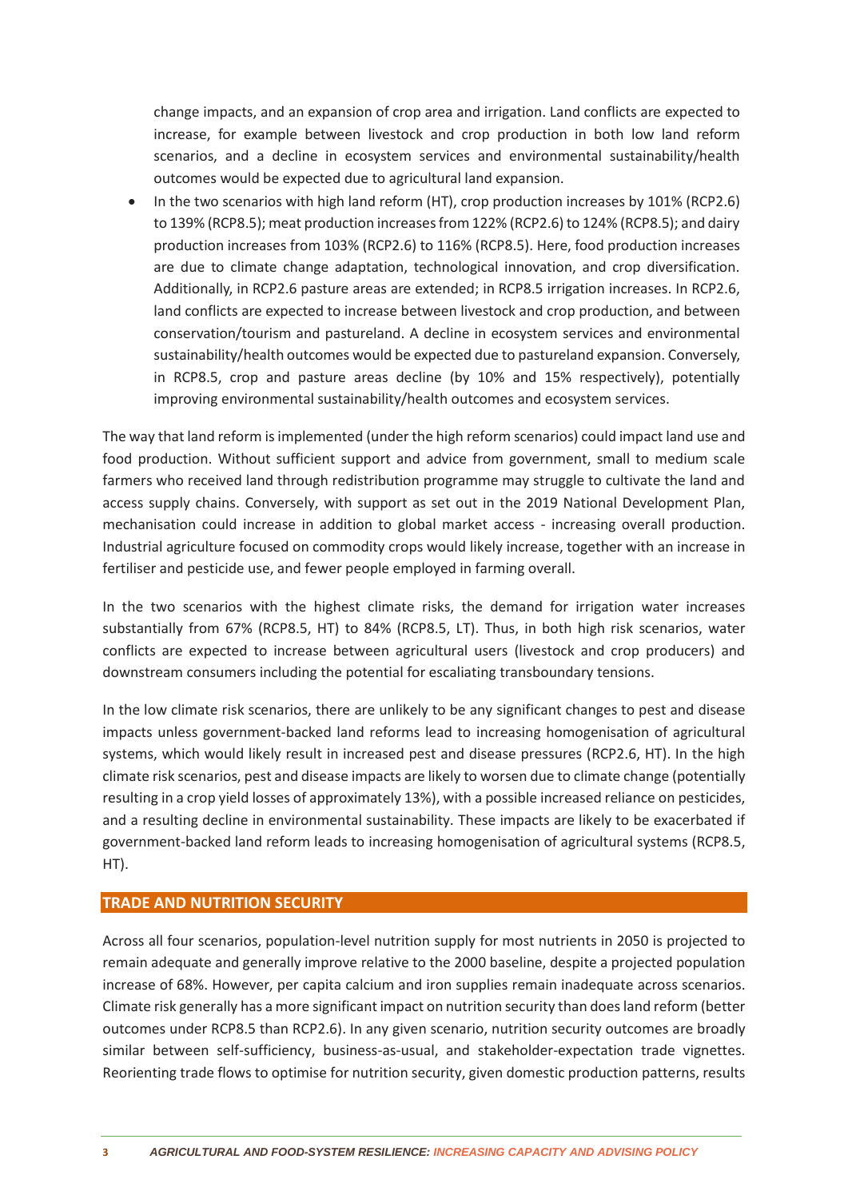change impacts, and an expansion of crop area and irrigation. Land conflicts are expected to increase, for example between livestock and crop production in both low land reform scenarios, and a decline in ecosystem services and environmental sustainability/health outcomes would be expected due to agricultural land expansion.

- In the two scenarios with high land reform (HT), crop production increases by 101% (RCP2.6) to 139% (RCP8.5); meat production increases from 122% (RCP2.6) to 124% (RCP8.5); and dairy production increases from 103% (RCP2.6) to 116% (RCP8.5). Here, food production increases are due to climate change adaptation, technological innovation, and crop diversification. Additionally, in RCP2.6 pasture areas are extended; in RCP8.5 irrigation increases. In RCP2.6, land conflicts are expected to increase between livestock and crop production, and between conservation/tourism and pastureland. A decline in ecosystem services and environmental sustainability/health outcomes would be expected due to pastureland expansion. Conversely, in RCP8.5, crop and pasture areas decline (by 10% and 15% respectively), potentially improving environmental sustainability/health outcomes and ecosystem services.

The way that land reform is implemented (under the high reform scenarios) could impact land use and food production. Without sufficient support and advice from government, small to medium scale farmers who received land through redistribution programme may struggle to cultivate the land and access supply chains. Conversely, with support as set out in the 2019 National Development Plan, mechanisation could increase in addition to global market access - increasing overall production. Industrial agriculture focused on commodity crops would likely increase, together with an increase in fertiliser and pesticide use, and fewer people employed in farming overall.

In the two scenarios with the highest climate risks, the demand for irrigation water increases substantially from 67% (RCP8.5, HT) to 84% (RCP8.5, LT). Thus, in both high risk scenarios, water conflicts are expected to increase between agricultural users (livestock and crop producers) and downstream consumers including the potential for escalating transboundary tensions.

In the low climate risk scenarios, there are unlikely to be any significant changes to pest and disease impacts unless government-backed land reforms lead to increasing homogenisation of agricultural systems, which would likely result in increased pest and disease pressures (RCP2.6, HT). In the high climate risk scenarios, pest and disease impacts are likely to worsen due to climate change (potentially resulting in a crop yield losses of approximately 13%), with a possible increased reliance on pesticides, and a resulting decline in environmental sustainability. These impacts are likely to be exacerbated if government-backed land reform leads to increasing homogenisation of agricultural systems (RCP8.5, HT).

## TRADE AND NUTRITION SECURITY

Across all four scenarios, population-level nutrition supply for most nutrients in 2050 is projected to remain adequate and generally improve relative to the 2000 baseline, despite a projected population increase of 68%. However, per capita calcium and iron supplies remain inadequate across scenarios. Climate risk generally has a more significant impact on nutrition security than does land reform (better outcomes under RCP8.5 than RCP2.6). In any given scenario, nutrition security outcomes are broadly similar between self-sufficiency, business-as-usual, and stakeholder-expectation trade vignettes. Reorienting trade flows to optimise for nutrition security, given domestic production patterns, results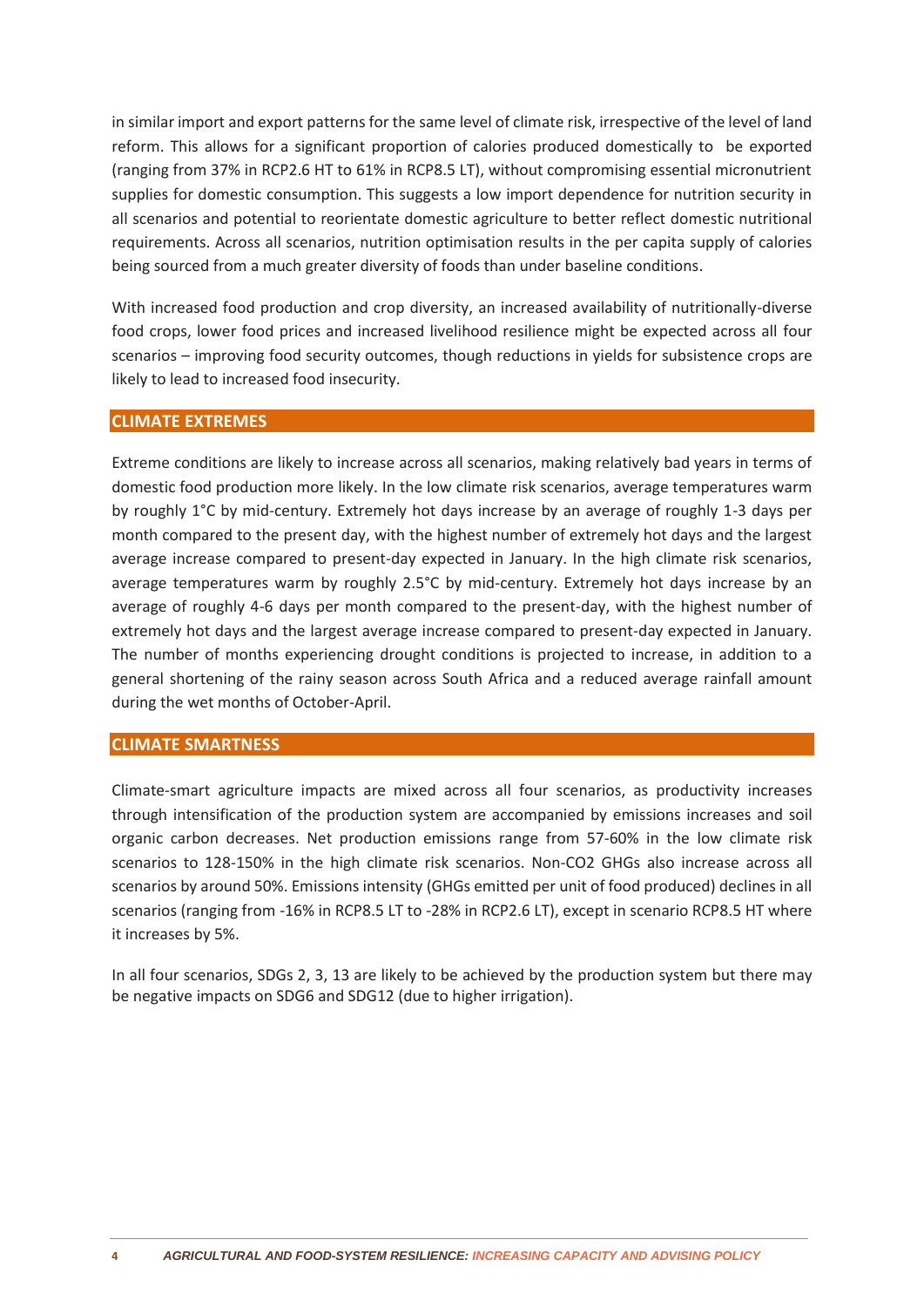in similar import and export patterns for the same level of climate risk, irrespective of the level of land reform. This allows for a significant proportion of calories produced domestically to be exported (ranging from 37% in RCP2.6 HT to 61% in RCP8.5 LT), without compromising essential micronutrient supplies for domestic consumption. This suggests a low import dependence for nutrition security in all scenarios and potential to reorientate domestic agriculture to better reflect domestic nutritional requirements. Across all scenarios, nutrition optimisation results in the per capita supply of calories being sourced from a much greater diversity of foods than under baseline conditions.

With increased food production and crop diversity, an increased availability of nutritionally-diverse food crops, lower food prices and increased livelihood resilience might be expected across all four scenarios – improving food security outcomes, though reductions in yields for subsistence crops are likely to lead to increased food insecurity.

## CLIMATE EXTREMES

Extreme conditions are likely to increase across all scenarios, making relatively bad years in terms of domestic food production more likely. In the low climate risk scenarios, average temperatures warm by roughly 1°C by mid-century. Extremely hot days increase by an average of roughly 1-3 days per month compared to the present day, with the highest number of extremely hot days and the largest average increase compared to present-day expected in January. In the high climate risk scenarios, average temperatures warm by roughly 2.5°C by mid-century. Extremely hot days increase by an average of roughly 4-6 days per month compared to the present-day, with the highest number of extremely hot days and the largest average increase compared to present-day expected in January. The number of months experiencing drought conditions is projected to increase, in addition to a general shortening of the rainy season across South Africa and a reduced average rainfall amount during the wet months of October-April.

## CLIMATE SMARTNESS

Climate-smart agriculture impacts are mixed across all four scenarios, as productivity increases through intensification of the production system are accompanied by emissions increases and soil organic carbon decreases. Net production emissions range from 57-60% in the low climate risk scenarios to 128-150% in the high climate risk scenarios. Non-$CO_2$ GHGs also increase across all scenarios by around 50%. Emissions intensity (GHGs emitted per unit of food produced) declines in all scenarios (ranging from -16% in RCP8.5 LT to -28% in RCP2.6 LT), except in scenario RCP8.5 HT where it increases by 5%.

In all four scenarios, SDGs 2, 3, 13 are likely to be achieved by the production system but there may be negative impacts on SDG6 and SDG12 (due to higher irrigation).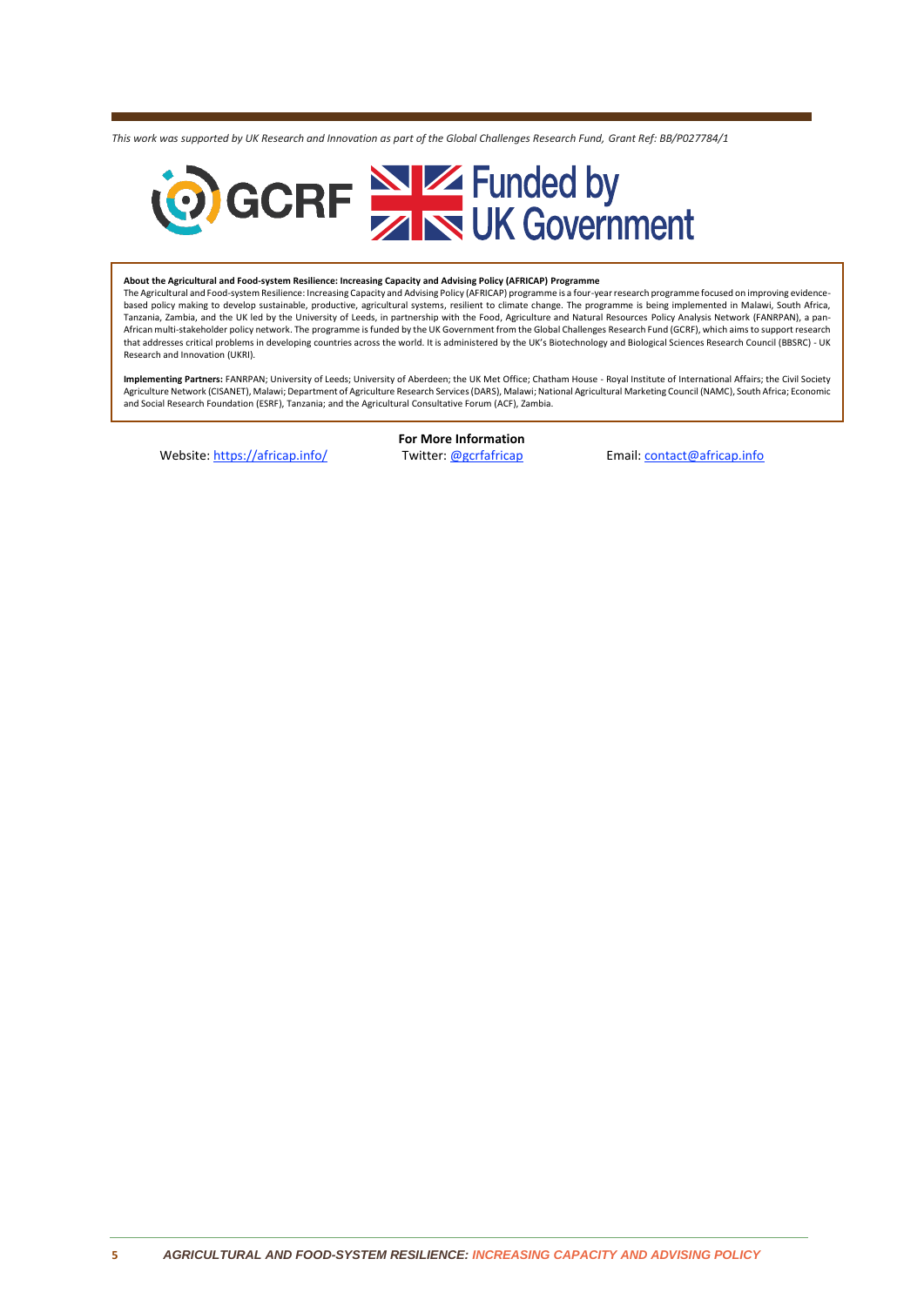*This work was supported by UK Research and Innovation as part of the Global Challenges Research Fund, Grant Ref: BB/P027784/1*

GCRF Funded by UK Government

**About the Agricultural and Food-system Resilience: Increasing Capacity and Advising Policy (AFRICAP) Programme**

The Agricultural and Food-system Resilience: Increasing Capacity and Advising Policy (AFRICAP) programme is a four-year research programme focused on improving evidence-based policy making to develop sustainable, productive, agricultural systems, resilient to climate change. The programme is being implemented in Malawi, South Africa, Tanzania, Zambia, and the UK led by the University of Leeds, in partnership with the Food, Agriculture and Natural Resources Policy Analysis Network (FANRPAN), a pan-African multi-stakeholder policy network. The programme is funded by the UK Government from the Global Challenges Research Fund (GCRF), which aims to support research that addresses critical problems in developing countries across the world. It is administered by the UK's Biotechnology and Biological Sciences Research Council (BBSRC) - UK Research and Innovation (UKRI).

**Implementing Partners:** FANRPAN; University of Leeds; University of Aberdeen; the UK Met Office; Chatham House - Royal Institute of International Affairs; the Civil Society Agriculture Network (CISANET), Malawi; Department of Agriculture Research Services (DARS), Malawi; National Agricultural Marketing Council (NAMC), South Africa; Economic and Social Research Foundation (ESRF), Tanzania; and the Agricultural Consultative Forum (ACF), Zambia.

**For More Information**

Website: https://africap.info/ Twitter: @gcrfafricap Email: contact@africap.info